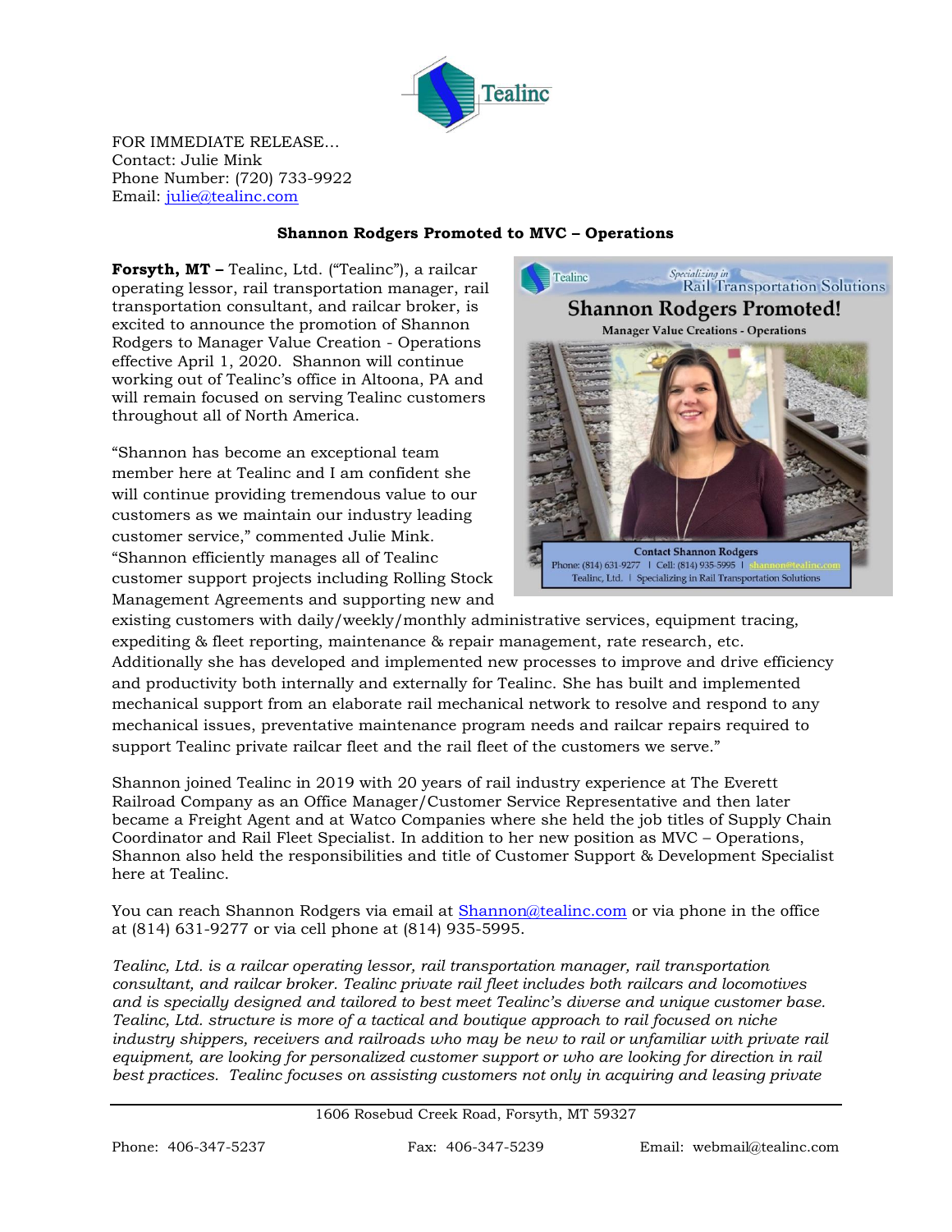FOR IMMEDIATE RELEASE…
Contact: Julie Mink
Phone Number: (720) 733-9922
Email: julie@tealinc.com

**Shannon Rodgers Promoted to MVC – Operations**

**Forsyth, MT –** Tealinc, Ltd. ("Tealinc"), a railcar operating lessor, rail transportation manager, rail transportation consultant, and railcar broker, is excited to announce the promotion of Shannon Rodgers to Manager Value Creation - Operations effective April 1, 2020. Shannon will continue working out of Tealinc's office in Altoona, PA and will remain focused on serving Tealinc customers throughout all of North America.

"Shannon has become an exceptional team member here at Tealinc and I am confident she will continue providing tremendous value to our customers as we maintain our industry leading customer service," commented Julie Mink. "Shannon efficiently manages all of Tealinc customer support projects including Rolling Stock Management Agreements and supporting new and existing customers with daily/weekly/monthly administrative services, equipment tracing, expediting & fleet reporting, maintenance & repair management, rate research, etc. Additionally she has developed and implemented new processes to improve and drive efficiency and productivity both internally and externally for Tealinc. She has built and implemented mechanical support from an elaborate rail mechanical network to resolve and respond to any mechanical issues, preventative maintenance program needs and railcar repairs required to support Tealinc private railcar fleet and the rail fleet of the customers we serve."

Shannon joined Tealinc in 2019 with 20 years of rail industry experience at The Everett Railroad Company as an Office Manager/Customer Service Representative and then later became a Freight Agent and at Watco Companies where she held the job titles of Supply Chain Coordinator and Rail Fleet Specialist. In addition to her new position as MVC – Operations, Shannon also held the responsibilities and title of Customer Support & Development Specialist here at Tealinc.

You can reach Shannon Rodgers via email at Shannon@tealinc.com or via phone in the office at (814) 631-9277 or via cell phone at (814) 935-5995.

*Tealinc, Ltd. is a railcar operating lessor, rail transportation manager, rail transportation consultant, and railcar broker. Tealinc private rail fleet includes both railcars and locomotives and is specially designed and tailored to best meet Tealinc's diverse and unique customer base. Tealinc, Ltd. structure is more of a tactical and boutique approach to rail focused on niche industry shippers, receivers and railroads who may be new to rail or unfamiliar with private rail equipment, are looking for personalized customer support or who are looking for direction in rail best practices. Tealinc focuses on assisting customers not only in acquiring and leasing private*

1606 Rosebud Creek Road, Forsyth, MT 59327

Phone: 406-347-5237 Fax: 406-347-5239 Email: webmail@tealinc.com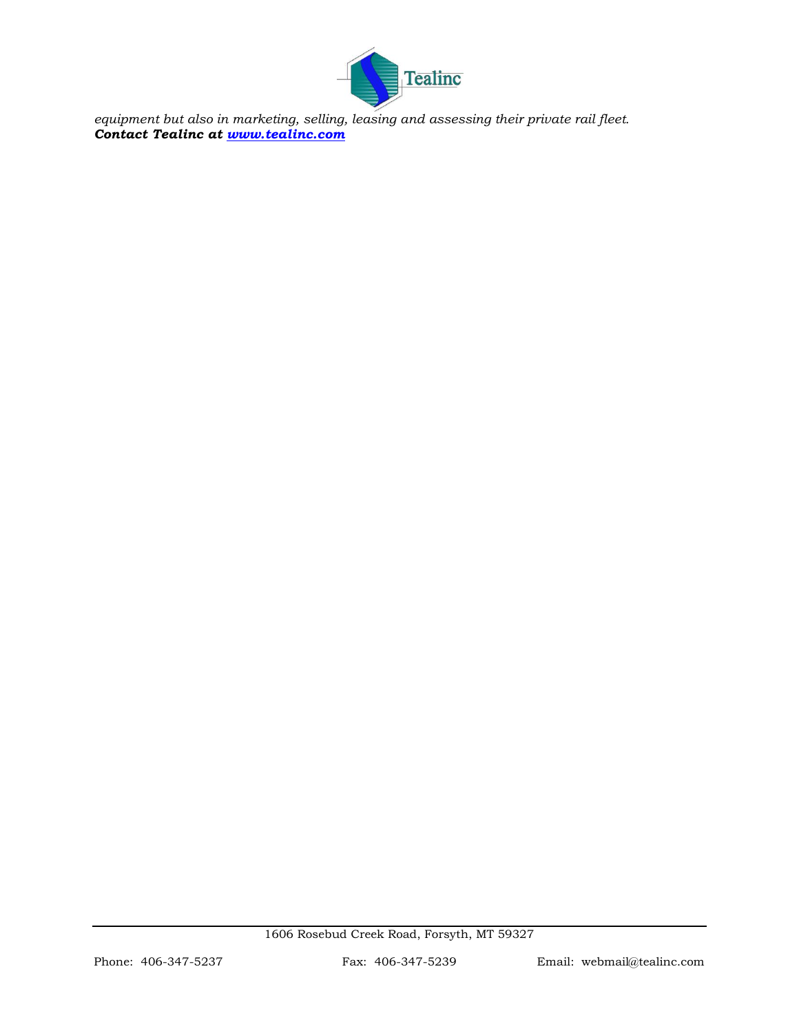*equipment but also in marketing, selling, leasing and assessing their private rail fleet.*
***Contact Tealinc at [www.tealinc.com](http://www.tealinc.com)***